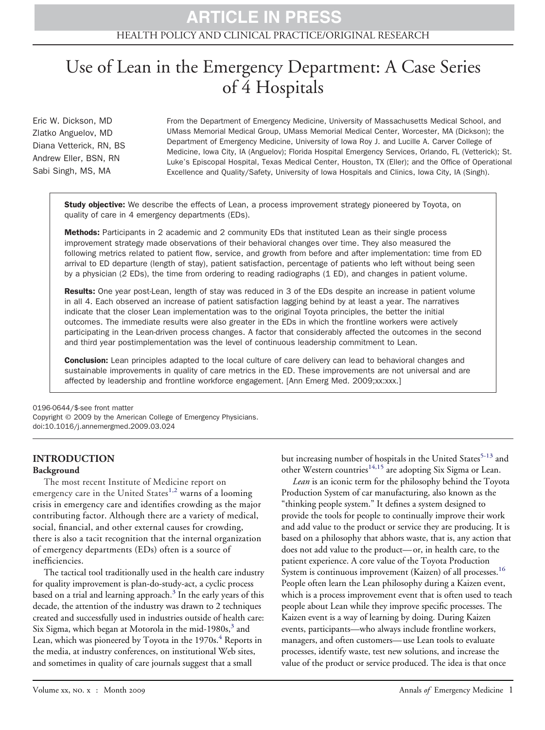HEALTH POLICY AND CLINICAL PRACTICE/ORIGINAL RESEARCH

# Use of Lean in the Emergency Department: A Case Series of 4 Hospitals

Eric W. Dickson, MD
Zlatko Anguelov, MD
Diana Vetterick, RN, BS
Andrew Eller, BSN, RN
Sabi Singh, MS, MA

From the Department of Emergency Medicine, University of Massachusetts Medical School, and UMass Memorial Medical Group, UMass Memorial Medical Center, Worcester, MA (Dickson); the Department of Emergency Medicine, University of Iowa Roy J. and Lucille A. Carver College of Medicine, Iowa City, IA (Anguelov); Florida Hospital Emergency Services, Orlando, FL (Vetterick); St. Luke's Episcopal Hospital, Texas Medical Center, Houston, TX (Eller); and the Office of Operational Excellence and Quality/Safety, University of Iowa Hospitals and Clinics, Iowa City, IA (Singh).

**Study objective:** We describe the effects of Lean, a process improvement strategy pioneered by Toyota, on quality of care in 4 emergency departments (EDs).

**Methods:** Participants in 2 academic and 2 community EDs that instituted Lean as their single process improvement strategy made observations of their behavioral changes over time. They also measured the following metrics related to patient flow, service, and growth from before and after implementation: time from ED arrival to ED departure (length of stay), patient satisfaction, percentage of patients who left without being seen by a physician (2 EDs), the time from ordering to reading radiographs (1 ED), and changes in patient volume.

**Results:** One year post-Lean, length of stay was reduced in 3 of the EDs despite an increase in patient volume in all 4. Each observed an increase of patient satisfaction lagging behind by at least a year. The narratives indicate that the closer Lean implementation was to the original Toyota principles, the better the initial outcomes. The immediate results were also greater in the EDs in which the frontline workers were actively participating in the Lean-driven process changes. A factor that considerably affected the outcomes in the second and third year postimplementation was the level of continuous leadership commitment to Lean.

**Conclusion:** Lean principles adapted to the local culture of care delivery can lead to behavioral changes and sustainable improvements in quality of care metrics in the ED. These improvements are not universal and are affected by leadership and frontline workforce engagement. [Ann Emerg Med. 2009;xx:xxx.]

0196-0644/$-see front matter
Copyright © 2009 by the American College of Emergency Physicians.
doi:10.1016/j.annemergmed.2009.03.024

## INTRODUCTION

### Background

The most recent Institute of Medicine report on emergency care in the United States[1,2] warns of a looming crisis in emergency care and identifies crowding as the major contributing factor. Although there are a variety of medical, social, financial, and other external causes for crowding, there is also a tacit recognition that the internal organization of emergency departments (EDs) often is a source of inefficiencies.

The tactical tool traditionally used in the health care industry for quality improvement is plan-do-study-act, a cyclic process based on a trial and learning approach.[3] In the early years of this decade, the attention of the industry was drawn to 2 techniques created and successfully used in industries outside of health care: Six Sigma, which began at Motorola in the mid-1980s,[3] and Lean, which was pioneered by Toyota in the 1970s.[4] Reports in the media, at industry conferences, on institutional Web sites, and sometimes in quality of care journals suggest that a small but increasing number of hospitals in the United States[5-13] and other Western countries[14,15] are adopting Six Sigma or Lean.

*Lean* is an iconic term for the philosophy behind the Toyota Production System of car manufacturing, also known as the "thinking people system." It defines a system designed to provide the tools for people to continually improve their work and add value to the product or service they are producing. It is based on a philosophy that abhors waste, that is, any action that does not add value to the product—or, in health care, to the patient experience. A core value of the Toyota Production System is continuous improvement (Kaizen) of all processes.[16] People often learn the Lean philosophy during a Kaizen event, which is a process improvement event that is often used to teach people about Lean while they improve specific processes. The Kaizen event is a way of learning by doing. During Kaizen events, participants—who always include frontline workers, managers, and often customers—use Lean tools to evaluate processes, identify waste, test new solutions, and increase the value of the product or service produced. The idea is that once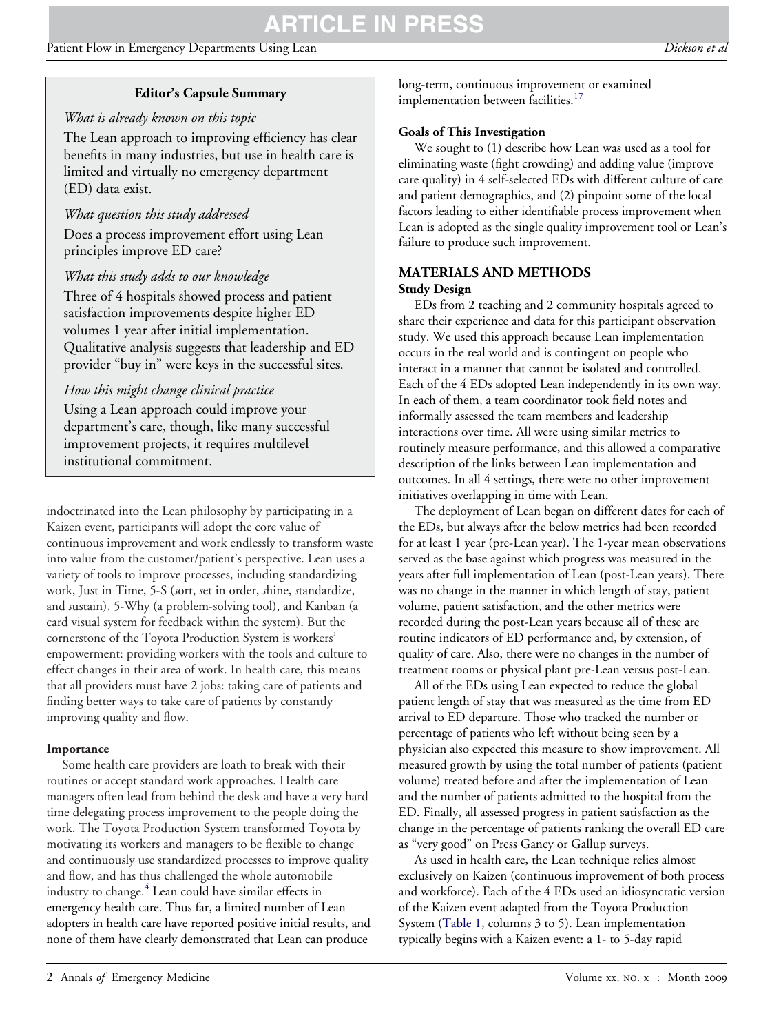**Editor's Capsule Summary**

*What is already known on this topic*

The Lean approach to improving efficiency has clear benefits in many industries, but use in health care is limited and virtually no emergency department (ED) data exist.

*What question this study addressed*

Does a process improvement effort using Lean principles improve ED care?

*What this study adds to our knowledge*

Three of 4 hospitals showed process and patient satisfaction improvements despite higher ED volumes 1 year after initial implementation. Qualitative analysis suggests that leadership and ED provider "buy in" were keys in the successful sites.

*How this might change clinical practice*

Using a Lean approach could improve your department's care, though, like many successful improvement projects, it requires multilevel institutional commitment.

indoctrinated into the Lean philosophy by participating in a Kaizen event, participants will adopt the core value of continuous improvement and work endlessly to transform waste into value from the customer/patient's perspective. Lean uses a variety of tools to improve processes, including standardizing work, Just in Time, 5-S (*s*ort, *s*et in order, *s*hine, *s*tandardize, and *s*ustain), 5-Why (a problem-solving tool), and Kanban (a card visual system for feedback within the system). But the cornerstone of the Toyota Production System is workers' empowerment: providing workers with the tools and culture to effect changes in their area of work. In health care, this means that all providers must have 2 jobs: taking care of patients and finding better ways to take care of patients by constantly improving quality and flow.

### Importance

Some health care providers are loath to break with their routines or accept standard work approaches. Health care managers often lead from behind the desk and have a very hard time delegating process improvement to the people doing the work. The Toyota Production System transformed Toyota by motivating its workers and managers to be flexible to change and continuously use standardized processes to improve quality and flow, and has thus challenged the whole automobile industry to change.[4] Lean could have similar effects in emergency health care. Thus far, a limited number of Lean adopters in health care have reported positive initial results, and none of them have clearly demonstrated that Lean can produce long-term, continuous improvement or examined implementation between facilities.[17]

### Goals of This Investigation

We sought to (1) describe how Lean was used as a tool for eliminating waste (fight crowding) and adding value (improve care quality) in 4 self-selected EDs with different culture of care and patient demographics, and (2) pinpoint some of the local factors leading to either identifiable process improvement when Lean is adopted as the single quality improvement tool or Lean's failure to produce such improvement.

## MATERIALS AND METHODS

### Study Design

EDs from 2 teaching and 2 community hospitals agreed to share their experience and data for this participant observation study. We used this approach because Lean implementation occurs in the real world and is contingent on people who interact in a manner that cannot be isolated and controlled. Each of the 4 EDs adopted Lean independently in its own way. In each of them, a team coordinator took field notes and informally assessed the team members and leadership interactions over time. All were using similar metrics to routinely measure performance, and this allowed a comparative description of the links between Lean implementation and outcomes. In all 4 settings, there were no other improvement initiatives overlapping in time with Lean.

The deployment of Lean began on different dates for each of the EDs, but always after the below metrics had been recorded for at least 1 year (pre-Lean year). The 1-year mean observations served as the base against which progress was measured in the years after full implementation of Lean (post-Lean years). There was no change in the manner in which length of stay, patient volume, patient satisfaction, and the other metrics were recorded during the post-Lean years because all of these are routine indicators of ED performance and, by extension, of quality of care. Also, there were no changes in the number of treatment rooms or physical plant pre-Lean versus post-Lean.

All of the EDs using Lean expected to reduce the global patient length of stay that was measured as the time from ED arrival to ED departure. Those who tracked the number or percentage of patients who left without being seen by a physician also expected this measure to show improvement. All measured growth by using the total number of patients (patient volume) treated before and after the implementation of Lean and the number of patients admitted to the hospital from the ED. Finally, all assessed progress in patient satisfaction as the change in the percentage of patients ranking the overall ED care as "very good" on Press Ganey or Gallup surveys.

As used in health care, the Lean technique relies almost exclusively on Kaizen (continuous improvement of both process and workforce). Each of the 4 EDs used an idiosyncratic version of the Kaizen event adapted from the Toyota Production System (Table 1, columns 3 to 5). Lean implementation typically begins with a Kaizen event: a 1- to 5-day rapid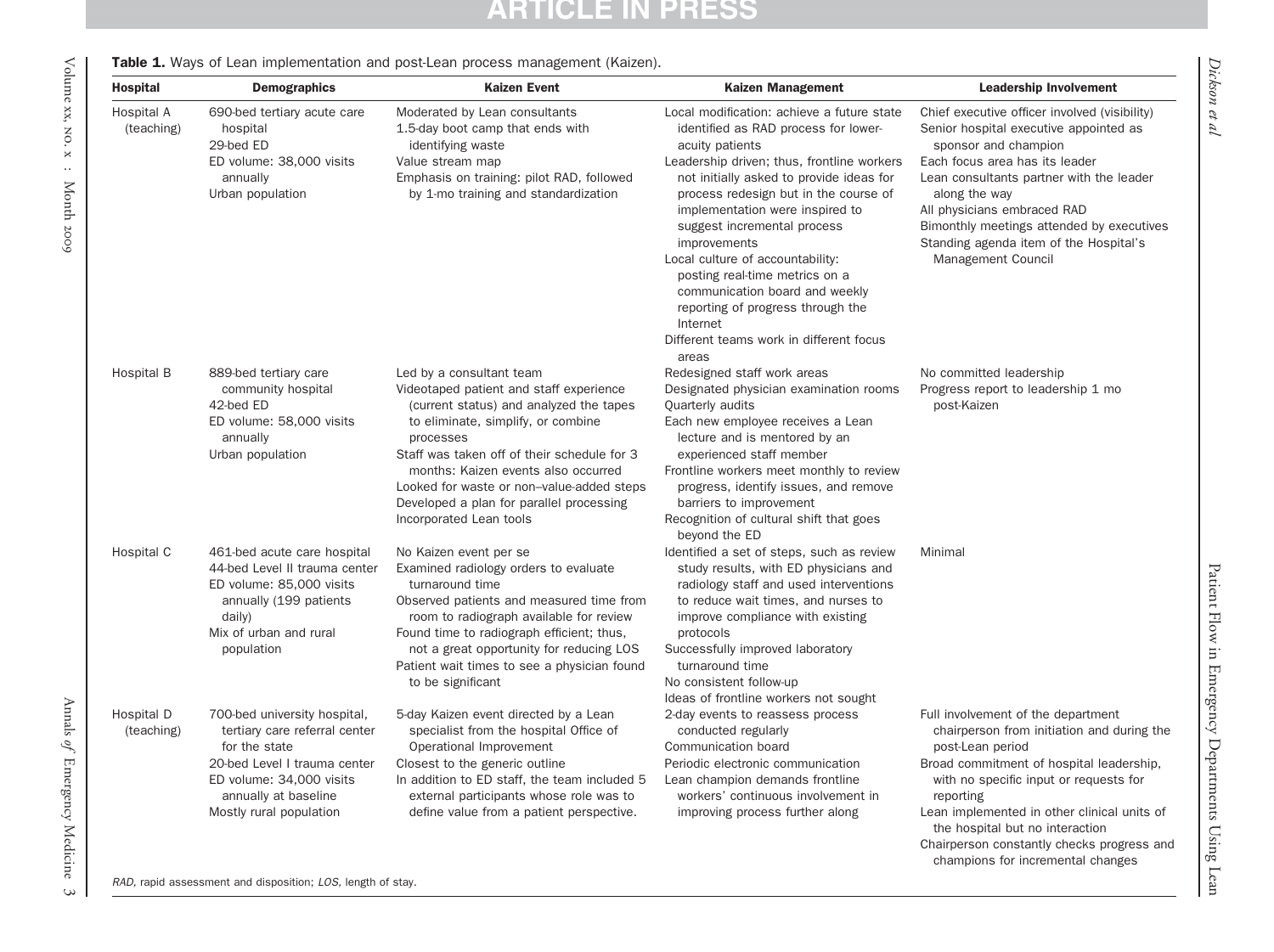**Table 1.** Ways of Lean implementation and post-Lean process management (Kaizen).

| Hospital | Demographics | Kaizen Event | Kaizen Management | Leadership Involvement |
|---|---|---|---|---|
| Hospital A (teaching) | 690-bed tertiary acute care hospital<br>29-bed ED<br>ED volume: 38,000 visits annually<br>Urban population | Moderated by Lean consultants<br>1.5-day boot camp that ends with identifying waste<br>Value stream map<br>Emphasis on training: pilot RAD, followed by 1-mo training and standardization | Local modification: achieve a future state identified as RAD process for lower-acuity patients<br>Leadership driven; thus, frontline workers not initially asked to provide ideas for process redesign but in the course of implementation were inspired to suggest incremental process improvements<br>Local culture of accountability: posting real-time metrics on a communication board and weekly reporting of progress through the Internet<br>Different teams work in different focus areas | Chief executive officer involved (visibility)<br>Senior hospital executive appointed as sponsor and champion<br>Each focus area has its leader<br>Lean consultants partner with the leader along the way<br>All physicians embraced RAD<br>Bimonthly meetings attended by executives<br>Standing agenda item of the Hospital's Management Council |
| Hospital B | 889-bed tertiary care community hospital<br>42-bed ED<br>ED volume: 58,000 visits annually<br>Urban population | Led by a consultant team<br>Videotaped patient and staff experience (current status) and analyzed the tapes to eliminate, simplify, or combine processes<br>Staff was taken off of their schedule for 3 months: Kaizen events also occurred<br>Looked for waste or non–value-added steps<br>Developed a plan for parallel processing<br>Incorporated Lean tools | Redesigned staff work areas<br>Designated physician examination rooms<br>Quarterly audits<br>Each new employee receives a Lean lecture and is mentored by an experienced staff member<br>Frontline workers meet monthly to review progress, identify issues, and remove barriers to improvement<br>Recognition of cultural shift that goes beyond the ED | No committed leadership<br>Progress report to leadership 1 mo post-Kaizen |
| Hospital C | 461-bed acute care hospital<br>44-bed Level II trauma center<br>ED volume: 85,000 visits annually (199 patients daily)<br>Mix of urban and rural population | No Kaizen event per se<br>Examined radiology orders to evaluate turnaround time<br>Observed patients and measured time from room to radiograph available for review<br>Found time to radiograph efficient; thus, not a great opportunity for reducing LOS<br>Patient wait times to see a physician found to be significant | Identified a set of steps, such as review study results, with ED physicians and radiology staff and used interventions to reduce wait times, and nurses to improve compliance with existing protocols<br>Successfully improved laboratory turnaround time<br>No consistent follow-up<br>Ideas of frontline workers not sought | Minimal |
| Hospital D (teaching) | 700-bed university hospital, tertiary care referral center for the state<br>20-bed Level I trauma center<br>ED volume: 34,000 visits annually at baseline<br>Mostly rural population | 5-day Kaizen event directed by a Lean specialist from the hospital Office of Operational Improvement<br>Closest to the generic outline<br>In addition to ED staff, the team included 5 external participants whose role was to define value from a patient perspective. | 2-day events to reassess process conducted regularly<br>Communication board<br>Periodic electronic communication<br>Lean champion demands frontline workers' continuous involvement in improving process further along | Full involvement of the department chairperson from initiation and during the post-Lean period<br>Broad commitment of hospital leadership, with no specific input or requests for reporting<br>Lean implemented in other clinical units of the hospital but no interaction<br>Chairperson constantly checks progress and champions for incremental changes |

*RAD*, rapid assessment and disposition; *LOS*, length of stay.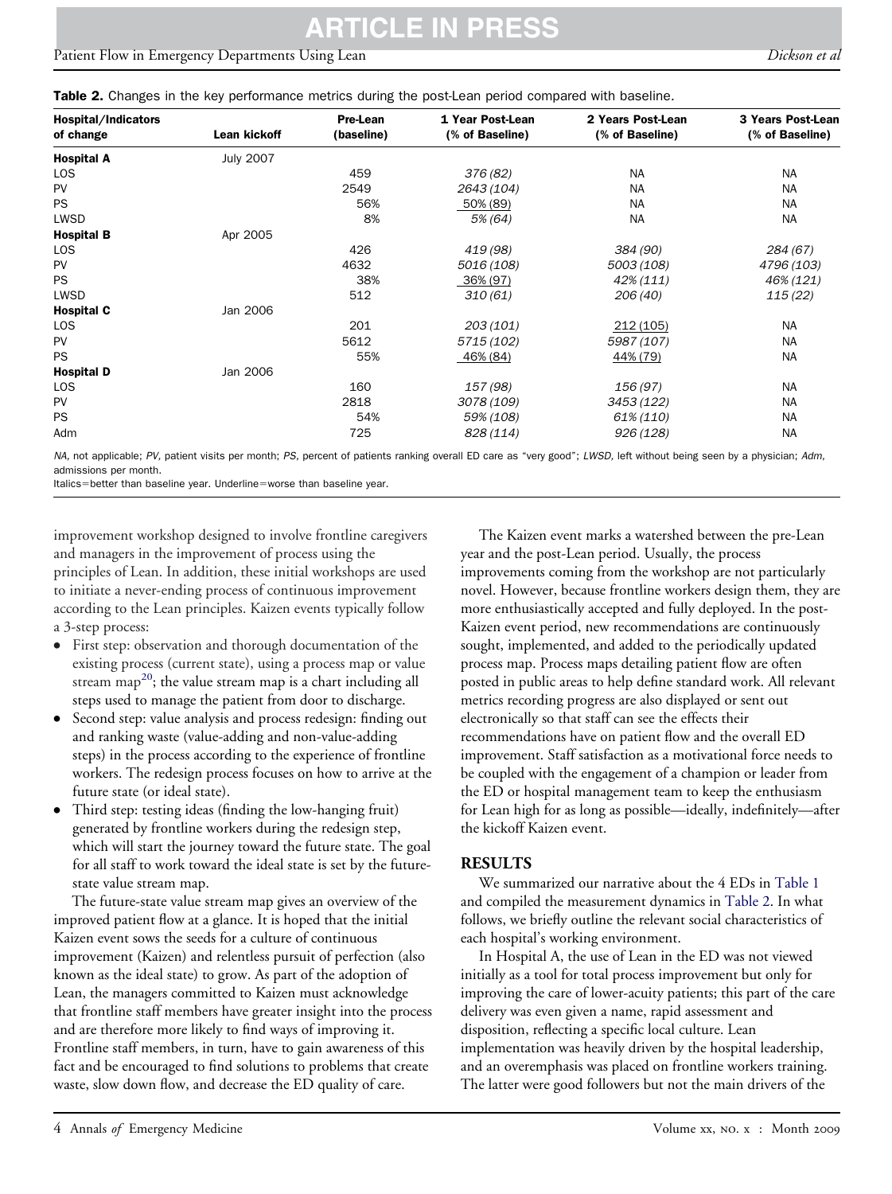**Table 2.** Changes in the key performance metrics during the post-Lean period compared with baseline.

| Hospital/Indicators of change | Lean kickoff | Pre-Lean (baseline) | 1 Year Post-Lean (% of Baseline) | 2 Years Post-Lean (% of Baseline) | 3 Years Post-Lean (% of Baseline) |
|---|---|---|---|---|---|
| **Hospital A** | July 2007 | | | | |
| LOS | | 459 | *376 (82)* | NA | NA |
| PV | | 2549 | *2643 (104)* | NA | NA |
| PS | | 56% | 50% (89) | NA | NA |
| LWSD | | 8% | *5% (64)* | NA | NA |
| **Hospital B** | Apr 2005 | | | | |
| LOS | | 426 | *419 (98)* | *384 (90)* | *284 (67)* |
| PV | | 4632 | *5016 (108)* | *5003 (108)* | *4796 (103)* |
| PS | | 38% | 36% (97) | *42% (111)* | *46% (121)* |
| LWSD | | 512 | *310 (61)* | *206 (40)* | *115 (22)* |
| **Hospital C** | Jan 2006 | | | | |
| LOS | | 201 | *203 (101)* | 212 (105) | NA |
| PV | | 5612 | *5715 (102)* | *5987 (107)* | NA |
| PS | | 55% | 46% (84) | 44% (79) | NA |
| **Hospital D** | Jan 2006 | | | | |
| LOS | | 160 | *157 (98)* | *156 (97)* | NA |
| PV | | 2818 | *3078 (109)* | *3453 (122)* | NA |
| PS | | 54% | *59% (108)* | *61% (110)* | NA |
| Adm | | 725 | *828 (114)* | *926 (128)* | NA |

*NA*, not applicable; *PV*, patient visits per month; *PS*, percent of patients ranking overall ED care as "very good"; *LWSD*, left without being seen by a physician; *Adm*, admissions per month.
Italics=better than baseline year. Underline=worse than baseline year.

improvement workshop designed to involve frontline caregivers and managers in the improvement of process using the principles of Lean. In addition, these initial workshops are used to initiate a never-ending process of continuous improvement according to the Lean principles. Kaizen events typically follow a 3-step process:

- First step: observation and thorough documentation of the existing process (current state), using a process map or value stream map[20]; the value stream map is a chart including all steps used to manage the patient from door to discharge.
- Second step: value analysis and process redesign: finding out and ranking waste (value-adding and non-value-adding steps) in the process according to the experience of frontline workers. The redesign process focuses on how to arrive at the future state (or ideal state).
- Third step: testing ideas (finding the low-hanging fruit) generated by frontline workers during the redesign step, which will start the journey toward the future state. The goal for all staff to work toward the ideal state is set by the future-state value stream map.

The future-state value stream map gives an overview of the improved patient flow at a glance. It is hoped that the initial Kaizen event sows the seeds for a culture of continuous improvement (Kaizen) and relentless pursuit of perfection (also known as the ideal state) to grow. As part of the adoption of Lean, the managers committed to Kaizen must acknowledge that frontline staff members have greater insight into the process and are therefore more likely to find ways of improving it. Frontline staff members, in turn, have to gain awareness of this fact and be encouraged to find solutions to problems that create waste, slow down flow, and decrease the ED quality of care.

The Kaizen event marks a watershed between the pre-Lean year and the post-Lean period. Usually, the process improvements coming from the workshop are not particularly novel. However, because frontline workers design them, they are more enthusiastically accepted and fully deployed. In the post-Kaizen event period, new recommendations are continuously sought, implemented, and added to the periodically updated process map. Process maps detailing patient flow are often posted in public areas to help define standard work. All relevant metrics recording progress are also displayed or sent out electronically so that staff can see the effects their recommendations have on patient flow and the overall ED improvement. Staff satisfaction as a motivational force needs to be coupled with the engagement of a champion or leader from the ED or hospital management team to keep the enthusiasm for Lean high for as long as possible—ideally, indefinitely—after the kickoff Kaizen event.

## RESULTS

We summarized our narrative about the 4 EDs in Table 1 and compiled the measurement dynamics in Table 2. In what follows, we briefly outline the relevant social characteristics of each hospital's working environment.

In Hospital A, the use of Lean in the ED was not viewed initially as a tool for total process improvement but only for improving the care of lower-acuity patients; this part of the care delivery was even given a name, rapid assessment and disposition, reflecting a specific local culture. Lean implementation was heavily driven by the hospital leadership, and an overemphasis was placed on frontline workers training. The latter were good followers but not the main drivers of the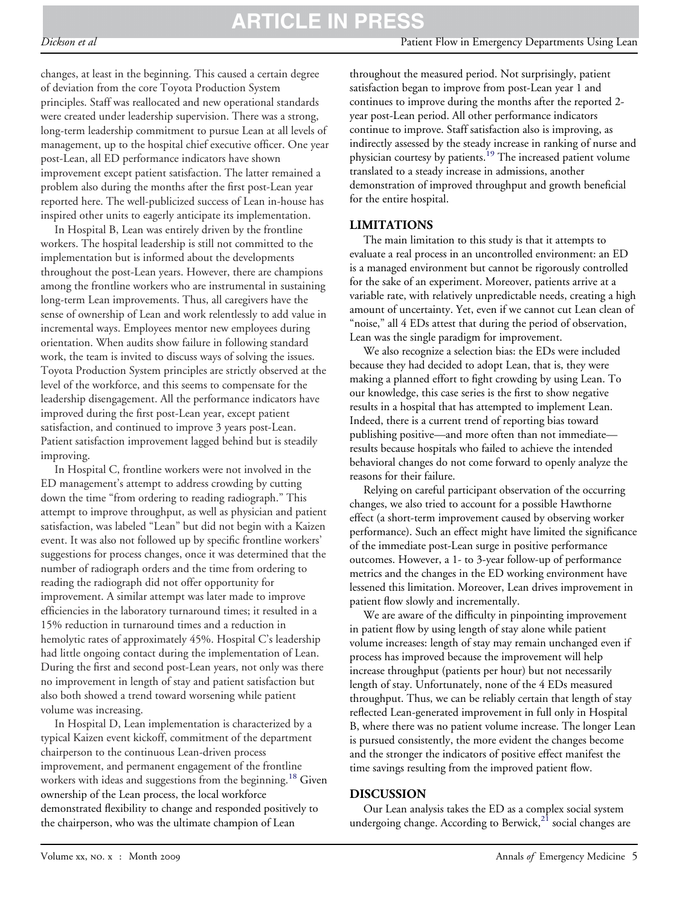changes, at least in the beginning. This caused a certain degree of deviation from the core Toyota Production System principles. Staff was reallocated and new operational standards were created under leadership supervision. There was a strong, long-term leadership commitment to pursue Lean at all levels of management, up to the hospital chief executive officer. One year post-Lean, all ED performance indicators have shown improvement except patient satisfaction. The latter remained a problem also during the months after the first post-Lean year reported here. The well-publicized success of Lean in-house has inspired other units to eagerly anticipate its implementation.

In Hospital B, Lean was entirely driven by the frontline workers. The hospital leadership is still not committed to the implementation but is informed about the developments throughout the post-Lean years. However, there are champions among the frontline workers who are instrumental in sustaining long-term Lean improvements. Thus, all caregivers have the sense of ownership of Lean and work relentlessly to add value in incremental ways. Employees mentor new employees during orientation. When audits show failure in following standard work, the team is invited to discuss ways of solving the issues. Toyota Production System principles are strictly observed at the level of the workforce, and this seems to compensate for the leadership disengagement. All the performance indicators have improved during the first post-Lean year, except patient satisfaction, and continued to improve 3 years post-Lean. Patient satisfaction improvement lagged behind but is steadily improving.

In Hospital C, frontline workers were not involved in the ED management's attempt to address crowding by cutting down the time "from ordering to reading radiograph." This attempt to improve throughput, as well as physician and patient satisfaction, was labeled "Lean" but did not begin with a Kaizen event. It was also not followed up by specific frontline workers' suggestions for process changes, once it was determined that the number of radiograph orders and the time from ordering to reading the radiograph did not offer opportunity for improvement. A similar attempt was later made to improve efficiencies in the laboratory turnaround times; it resulted in a 15% reduction in turnaround times and a reduction in hemolytic rates of approximately 45%. Hospital C's leadership had little ongoing contact during the implementation of Lean. During the first and second post-Lean years, not only was there no improvement in length of stay and patient satisfaction but also both showed a trend toward worsening while patient volume was increasing.

In Hospital D, Lean implementation is characterized by a typical Kaizen event kickoff, commitment of the department chairperson to the continuous Lean-driven process improvement, and permanent engagement of the frontline workers with ideas and suggestions from the beginning.[18] Given ownership of the Lean process, the local workforce demonstrated flexibility to change and responded positively to the chairperson, who was the ultimate champion of Lean throughout the measured period. Not surprisingly, patient satisfaction began to improve from post-Lean year 1 and continues to improve during the months after the reported 2-year post-Lean period. All other performance indicators continue to improve. Staff satisfaction also is improving, as indirectly assessed by the steady increase in ranking of nurse and physician courtesy by patients.[19] The increased patient volume translated to a steady increase in admissions, another demonstration of improved throughput and growth beneficial for the entire hospital.

## LIMITATIONS

The main limitation to this study is that it attempts to evaluate a real process in an uncontrolled environment: an ED is a managed environment but cannot be rigorously controlled for the sake of an experiment. Moreover, patients arrive at a variable rate, with relatively unpredictable needs, creating a high amount of uncertainty. Yet, even if we cannot cut Lean clean of "noise," all 4 EDs attest that during the period of observation, Lean was the single paradigm for improvement.

We also recognize a selection bias: the EDs were included because they had decided to adopt Lean, that is, they were making a planned effort to fight crowding by using Lean. To our knowledge, this case series is the first to show negative results in a hospital that has attempted to implement Lean. Indeed, there is a current trend of reporting bias toward publishing positive—and more often than not immediate—results because hospitals who failed to achieve the intended behavioral changes do not come forward to openly analyze the reasons for their failure.

Relying on careful participant observation of the occurring changes, we also tried to account for a possible Hawthorne effect (a short-term improvement caused by observing worker performance). Such an effect might have limited the significance of the immediate post-Lean surge in positive performance outcomes. However, a 1- to 3-year follow-up of performance metrics and the changes in the ED working environment have lessened this limitation. Moreover, Lean drives improvement in patient flow slowly and incrementally.

We are aware of the difficulty in pinpointing improvement in patient flow by using length of stay alone while patient volume increases: length of stay may remain unchanged even if process has improved because the improvement will help increase throughput (patients per hour) but not necessarily length of stay. Unfortunately, none of the 4 EDs measured throughput. Thus, we can be reliably certain that length of stay reflected Lean-generated improvement in full only in Hospital B, where there was no patient volume increase. The longer Lean is pursued consistently, the more evident the changes become and the stronger the indicators of positive effect manifest the time savings resulting from the improved patient flow.

## DISCUSSION

Our Lean analysis takes the ED as a complex social system undergoing change. According to Berwick,[21] social changes are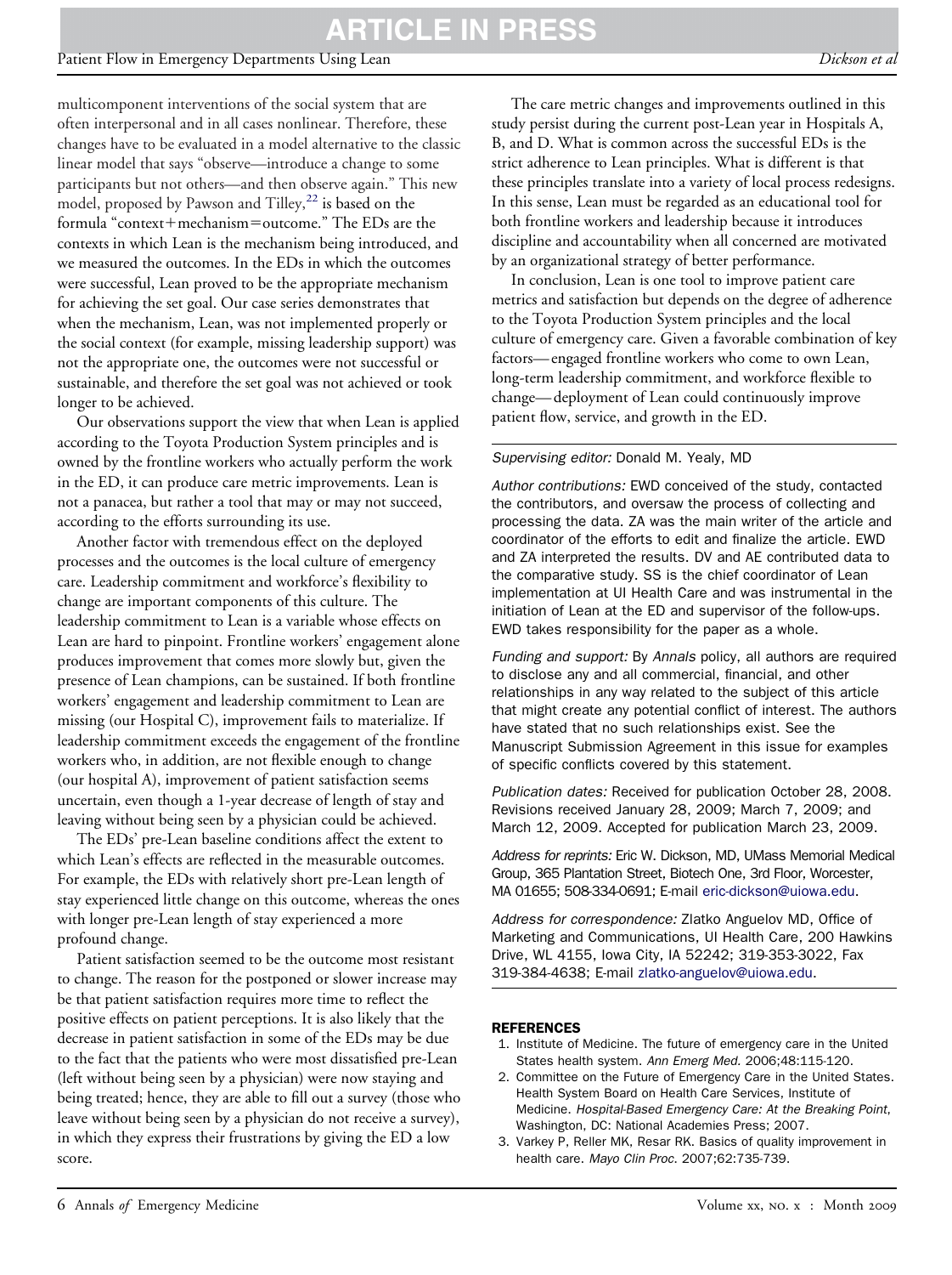multicomponent interventions of the social system that are often interpersonal and in all cases nonlinear. Therefore, these changes have to be evaluated in a model alternative to the classic linear model that says "observe—introduce a change to some participants but not others—and then observe again." This new model, proposed by Pawson and Tilley,[22] is based on the formula "context+mechanism=outcome." The EDs are the contexts in which Lean is the mechanism being introduced, and we measured the outcomes. In the EDs in which the outcomes were successful, Lean proved to be the appropriate mechanism for achieving the set goal. Our case series demonstrates that when the mechanism, Lean, was not implemented properly or the social context (for example, missing leadership support) was not the appropriate one, the outcomes were not successful or sustainable, and therefore the set goal was not achieved or took longer to be achieved.

Our observations support the view that when Lean is applied according to the Toyota Production System principles and is owned by the frontline workers who actually perform the work in the ED, it can produce care metric improvements. Lean is not a panacea, but rather a tool that may or may not succeed, according to the efforts surrounding its use.

Another factor with tremendous effect on the deployed processes and the outcomes is the local culture of emergency care. Leadership commitment and workforce's flexibility to change are important components of this culture. The leadership commitment to Lean is a variable whose effects on Lean are hard to pinpoint. Frontline workers' engagement alone produces improvement that comes more slowly but, given the presence of Lean champions, can be sustained. If both frontline workers' engagement and leadership commitment to Lean are missing (our Hospital C), improvement fails to materialize. If leadership commitment exceeds the engagement of the frontline workers who, in addition, are not flexible enough to change (our hospital A), improvement of patient satisfaction seems uncertain, even though a 1-year decrease of length of stay and leaving without being seen by a physician could be achieved.

The EDs' pre-Lean baseline conditions affect the extent to which Lean's effects are reflected in the measurable outcomes. For example, the EDs with relatively short pre-Lean length of stay experienced little change on this outcome, whereas the ones with longer pre-Lean length of stay experienced a more profound change.

Patient satisfaction seemed to be the outcome most resistant to change. The reason for the postponed or slower increase may be that patient satisfaction requires more time to reflect the positive effects on patient perceptions. It is also likely that the decrease in patient satisfaction in some of the EDs may be due to the fact that the patients who were most dissatisfied pre-Lean (left without being seen by a physician) were now staying and being treated; hence, they are able to fill out a survey (those who leave without being seen by a physician do not receive a survey), in which they express their frustrations by giving the ED a low score.

The care metric changes and improvements outlined in this study persist during the current post-Lean year in Hospitals A, B, and D. What is common across the successful EDs is the strict adherence to Lean principles. What is different is that these principles translate into a variety of local process redesigns. In this sense, Lean must be regarded as an educational tool for both frontline workers and leadership because it introduces discipline and accountability when all concerned are motivated by an organizational strategy of better performance.

In conclusion, Lean is one tool to improve patient care metrics and satisfaction but depends on the degree of adherence to the Toyota Production System principles and the local culture of emergency care. Given a favorable combination of key factors—engaged frontline workers who come to own Lean, long-term leadership commitment, and workforce flexible to change—deployment of Lean could continuously improve patient flow, service, and growth in the ED.

*Supervising editor:* Donald M. Yealy, MD

*Author contributions:* EWD conceived of the study, contacted the contributors, and oversaw the process of collecting and processing the data. ZA was the main writer of the article and coordinator of the efforts to edit and finalize the article. EWD and ZA interpreted the results. DV and AE contributed data to the comparative study. SS is the chief coordinator of Lean implementation at UI Health Care and was instrumental in the initiation of Lean at the ED and supervisor of the follow-ups. EWD takes responsibility for the paper as a whole.

*Funding and support:* By *Annals* policy, all authors are required to disclose any and all commercial, financial, and other relationships in any way related to the subject of this article that might create any potential conflict of interest. The authors have stated that no such relationships exist. See the Manuscript Submission Agreement in this issue for examples of specific conflicts covered by this statement.

*Publication dates:* Received for publication October 28, 2008. Revisions received January 28, 2009; March 7, 2009; and March 12, 2009. Accepted for publication March 23, 2009.

*Address for reprints:* Eric W. Dickson, MD, UMass Memorial Medical Group, 365 Plantation Street, Biotech One, 3rd Floor, Worcester, MA 01655; 508-334-0691; E-mail eric-dickson@uiowa.edu.

*Address for correspondence:* Zlatko Anguelov MD, Office of Marketing and Communications, UI Health Care, 200 Hawkins Drive, WL 4155, Iowa City, IA 52242; 319-353-3022, Fax 319-384-4638; E-mail zlatko-anguelov@uiowa.edu.

## REFERENCES

1. Institute of Medicine. The future of emergency care in the United States health system. *Ann Emerg Med.* 2006;48:115-120.
2. Committee on the Future of Emergency Care in the United States. Health System Board on Health Care Services, Institute of Medicine. *Hospital-Based Emergency Care: At the Breaking Point*, Washington, DC: National Academies Press; 2007.
3. Varkey P, Reller MK, Resar RK. Basics of quality improvement in health care. *Mayo Clin Proc.* 2007;62:735-739.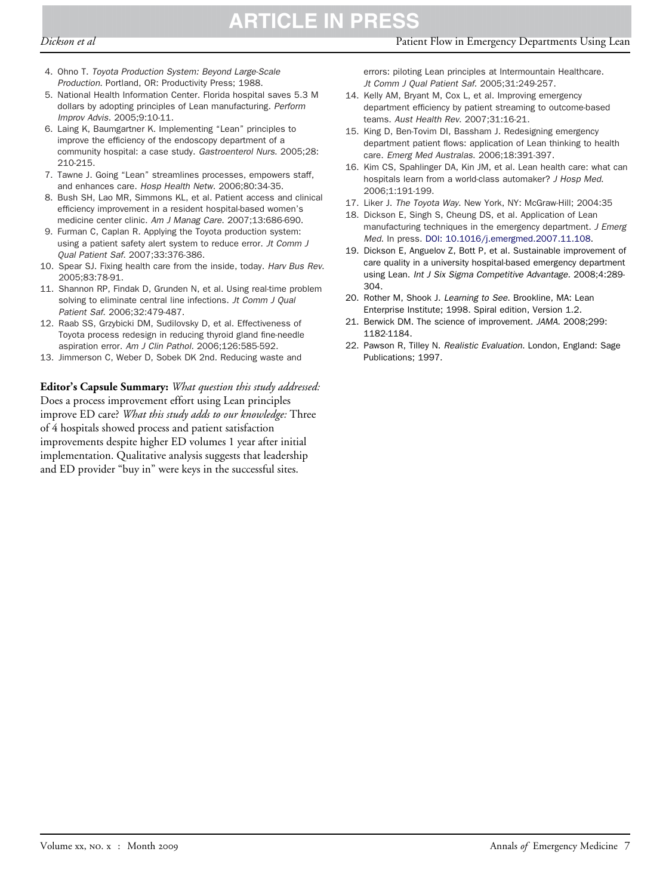4. Ohno T. *Toyota Production System: Beyond Large-Scale Production*. Portland, OR: Productivity Press; 1988.
5. National Health Information Center. Florida hospital saves 5.3 M dollars by adopting principles of Lean manufacturing. *Perform Improv Advis*. 2005;9:10-11.
6. Laing K, Baumgartner K. Implementing "Lean" principles to improve the efficiency of the endoscopy department of a community hospital: a case study. *Gastroenterol Nurs*. 2005;28: 210-215.
7. Tawne J. Going "Lean" streamlines processes, empowers staff, and enhances care. *Hosp Health Netw*. 2006;80:34-35.
8. Bush SH, Lao MR, Simmons KL, et al. Patient access and clinical efficiency improvement in a resident hospital-based women's medicine center clinic. *Am J Manag Care*. 2007;13:686-690.
9. Furman C, Caplan R. Applying the Toyota production system: using a patient safety alert system to reduce error. *Jt Comm J Qual Patient Saf*. 2007;33:376-386.
10. Spear SJ. Fixing health care from the inside, today. *Harv Bus Rev*. 2005;83:78-91.
11. Shannon RP, Findak D, Grunden N, et al. Using real-time problem solving to eliminate central line infections. *Jt Comm J Qual Patient Saf*. 2006;32:479-487.
12. Raab SS, Grzybicki DM, Sudilovsky D, et al. Effectiveness of Toyota process redesign in reducing thyroid gland fine-needle aspiration error. *Am J Clin Pathol*. 2006;126:585-592.
13. Jimmerson C, Weber D, Sobek DK 2nd. Reducing waste and errors: piloting Lean principles at Intermountain Healthcare. *Jt Comm J Qual Patient Saf*. 2005;31:249-257.
14. Kelly AM, Bryant M, Cox L, et al. Improving emergency department efficiency by patient streaming to outcome-based teams. *Aust Health Rev*. 2007;31:16-21.
15. King D, Ben-Tovim DI, Bassham J. Redesigning emergency department patient flows: application of Lean thinking to health care. *Emerg Med Australas*. 2006;18:391-397.
16. Kim CS, Spahlinger DA, Kin JM, et al. Lean health care: what can hospitals learn from a world-class automaker? *J Hosp Med*. 2006;1:191-199.
17. Liker J. *The Toyota Way*. New York, NY: McGraw-Hill; 2004:35
18. Dickson E, Singh S, Cheung DS, et al. Application of Lean manufacturing techniques in the emergency department. *J Emerg Med*. In press. DOI: 10.1016/j.emergmed.2007.11.108.
19. Dickson E, Anguelov Z, Bott P, et al. Sustainable improvement of care quality in a university hospital-based emergency department using Lean. *Int J Six Sigma Competitive Advantage*. 2008;4:289-304.
20. Rother M, Shook J. *Learning to See*. Brookline, MA: Lean Enterprise Institute; 1998. Spiral edition, Version 1.2.
21. Berwick DM. The science of improvement. *JAMA*. 2008;299: 1182-1184.
22. Pawson R, Tilley N. *Realistic Evaluation*. London, England: Sage Publications; 1997.

**Editor's Capsule Summary:** *What question this study addressed:* Does a process improvement effort using Lean principles improve ED care? *What this study adds to our knowledge:* Three of 4 hospitals showed process and patient satisfaction improvements despite higher ED volumes 1 year after initial implementation. Qualitative analysis suggests that leadership and ED provider "buy in" were keys in the successful sites.